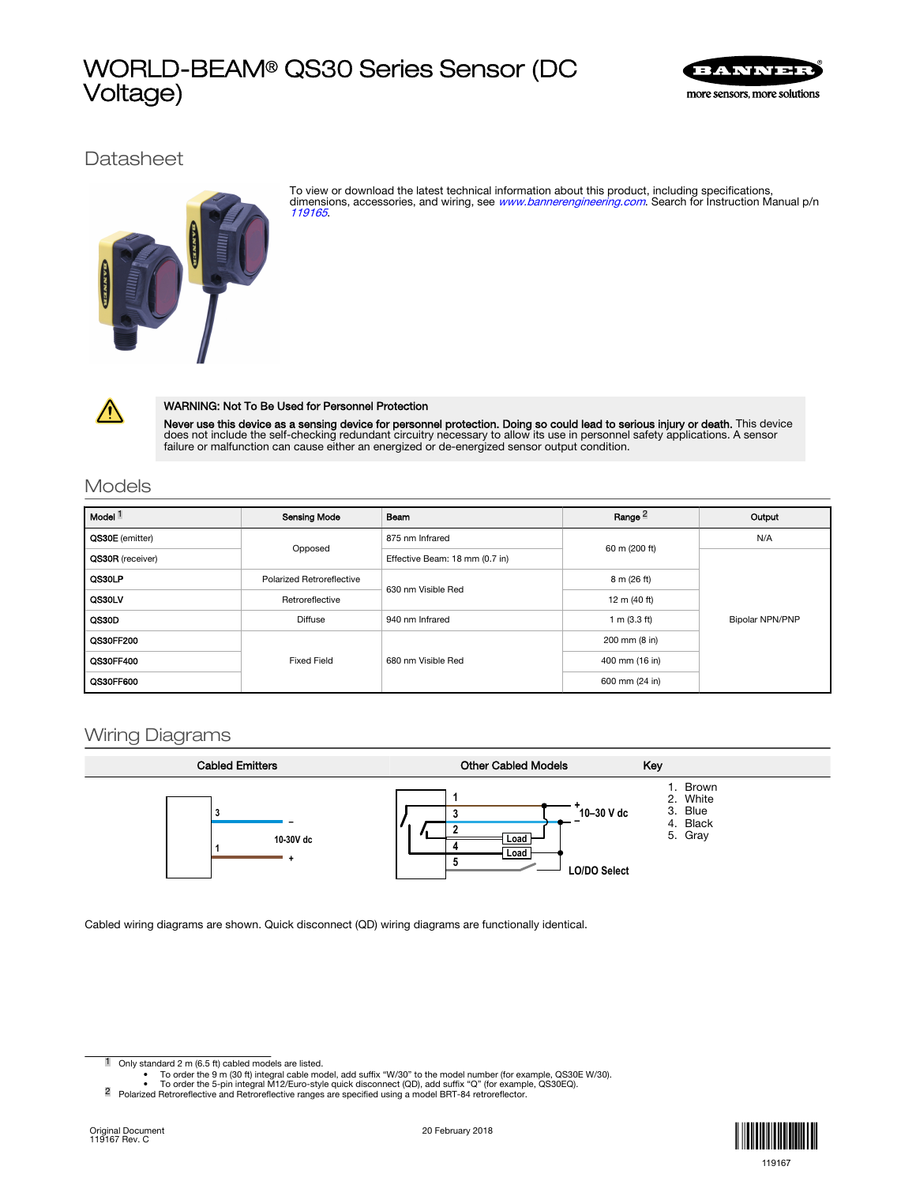# WORLD-BEAM® QS30 Series Sensor (DC Voltage)

## Datasheet

To view or download the latest technical information about this product, including specifications, dimensions, accessories, and wiring, see *www.bannerengineering.com*. Search for Instruction Manual p/n *119165*.

**WARNING: Not To Be Used for Personnel Protection**

**Never use this device as a sensing device for personnel protection. Doing so could lead to serious injury or death.** This device does not include the self-checking redundant circuitry necessary to allow its use in personnel safety applications. A sensor failure or malfunction can cause either an energized or de-energized sensor output condition.

## Models

| Model [1] | Sensing Mode | Beam | Range [2] | Output |
|---|---|---|---|---|
| **QS30E** (emitter) | Opposed | 875 nm Infrared | 60 m (200 ft) | N/A |
| **QS30R** (receiver) | | Effective Beam: 18 mm (0.7 in) | | Bipolar NPN/PNP |
| **QS30LP** | Polarized Retroreflective | 630 nm Visible Red | 8 m (26 ft) | |
| **QS30LV** | Retroreflective | | 12 m (40 ft) | |
| **QS30D** | Diffuse | 940 nm Infrared | 1 m (3.3 ft) | |
| **QS30FF200** | Fixed Field | 680 nm Visible Red | 200 mm (8 in) | |
| **QS30FF400** | | | 400 mm (16 in) | |
| **QS30FF600** | | | 600 mm (24 in) | |

## Wiring Diagrams

| Cabled Emitters | Other Cabled Models | Key |
|---|---|---|
| 3 – ; 1 + ; 10-30V dc | 1, 3: 10–30 V dc (+/–); 2: Load; 4: Load; 5: LO/DO Select | 1. Brown<br>2. White<br>3. Blue<br>4. Black<br>5. Gray |

Cabled wiring diagrams are shown. Quick disconnect (QD) wiring diagrams are functionally identical.

---

[1] Only standard 2 m (6.5 ft) cabled models are listed.
- To order the 9 m (30 ft) integral cable model, add suffix "W/30" to the model number (for example, QS30E W/30).
- To order the 5-pin integral M12/Euro-style quick disconnect (QD), add suffix "Q" (for example, QS30EQ).

[2] Polarized Retroreflective and Retroreflective ranges are specified using a model BRT-84 retroreflector.

Original Document
119167 Rev. C

20 February 2018

119167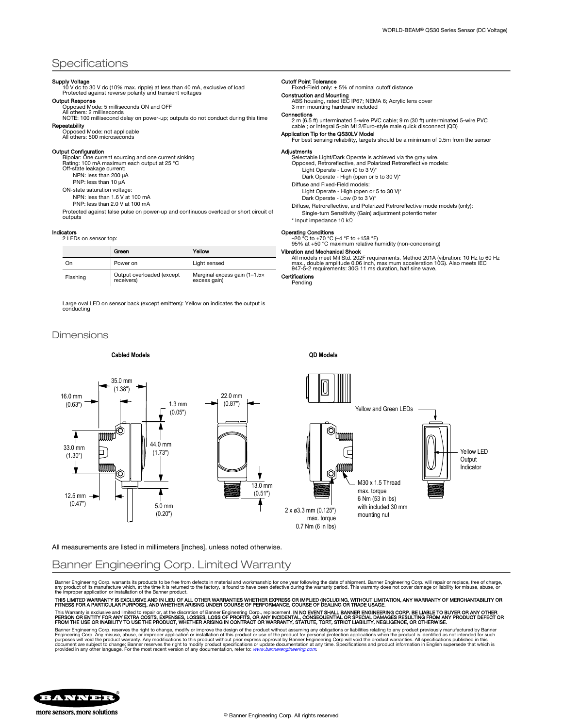# Specifications

**Supply Voltage**
10 V dc to 30 V dc (10% max. ripple) at less than 40 mA, exclusive of load
Protected against reverse polarity and transient voltages

**Output Response**
Opposed Mode: 5 milliseconds ON and OFF
All others: 2 milliseconds
NOTE: 100 millisecond delay on power-up; outputs do not conduct during this time

**Repeatability**
Opposed Mode: not applicable
All others: 500 microseconds

**Output Configuration**
Bipolar: One current sourcing and one current sinking
Rating: 100 mA maximum each output at 25 °C
Off-state leakage current:
NPN: less than 200 µA
PNP: less than 10 µA
ON-state saturation voltage:
NPN: less than 1.6 V at 100 mA
PNP: less than 2.0 V at 100 mA
Protected against false pulse on power-up and continuous overload or short circuit of outputs

**Indicators**
2 LEDs on sensor top:

| | Green | Yellow |
|---|---|---|
| On | Power on | Light sensed |
| Flashing | Output overloaded (except receivers) | Marginal excess gain (1–1.5× excess gain) |

Large oval LED on sensor back (except emitters): Yellow on indicates the output is conducting

**Cutoff Point Tolerance**
Fixed-Field only: ± 5% of nominal cutoff distance

**Construction and Mounting**
ABS housing, rated IEC IP67; NEMA 6; Acrylic lens cover
3 mm mounting hardware included

**Connections**
2 m (6.5 ft) unterminated 5-wire PVC cable; 9 m (30 ft) unterminated 5-wire PVC cable ; or Integral 5-pin M12/Euro-style male quick disconnect (QD)

**Application Tip for the QS30LV Model**
For best sensing reliability, targets should be a minimum of 0.5m from the sensor

**Adjustments**
Selectable Light/Dark Operate is achieved via the gray wire.
Opposed, Retroreflective, and Polarized Retroreflective models:
Light Operate - Low (0 to 3 V)*
Dark Operate - High (open or 5 to 30 V)*
Diffuse and Fixed-Field models:
Light Operate - High (open or 5 to 30 V)*
Dark Operate - Low (0 to 3 V)*
Diffuse, Retroreflective, and Polarized Retroreflective mode models (only):
Single-turn Sensitivity (Gain) adjustment potentiometer
* Input impedance 10 kΩ

**Operating Conditions**
–20 °C to +70 °C (–4 °F to +158 °F)
95% at +50 °C maximum relative humidity (non-condensing)

**Vibration and Mechanical Shock**
All models meet Mil Std. 202F requirements. Method 201A (vibration: 10 Hz to 60 Hz max., double amplitude 0.06 inch, maximum acceleration 10G). Also meets IEC 947-5-2 requirements: 30G 11 ms duration, half sine wave.

**Certifications**
Pending

# Dimensions

**Cabled Models**

35.0 mm (1.38")
16.0 mm (0.63")
1.3 mm (0.05")
22.0 mm (0.87")
33.0 mm (1.30")
44.0 mm (1.73")
13.0 mm (0.51")
12.5 mm (0.47")
5.0 mm (0.20")

**QD Models**

Yellow and Green LEDs
Yellow LED Output Indicator
M30 x 1.5 Thread max. torque 6 Nm (53 in lbs) with included 30 mm mounting nut
2 x ø3.3 mm (0.125") max. torque 0.7 Nm (6 in lbs)

All measurements are listed in millimeters [inches], unless noted otherwise.

# Banner Engineering Corp. Limited Warranty

Banner Engineering Corp. warrants its products to be free from defects in material and workmanship for one year following the date of shipment. Banner Engineering Corp. will repair or replace, free of charge, any product of its manufacture which, at the time it is returned to the factory, is found to have been defective during the warranty period. This warranty does not cover damage or liability for misuse, abuse, or the improper application or installation of the Banner product.

**THIS LIMITED WARRANTY IS EXCLUSIVE AND IN LIEU OF ALL OTHER WARRANTIES WHETHER EXPRESS OR IMPLIED (INCLUDING, WITHOUT LIMITATION, ANY WARRANTY OF MERCHANTABILITY OR FITNESS FOR A PARTICULAR PURPOSE), AND WHETHER ARISING UNDER COURSE OF PERFORMANCE, COURSE OF DEALING OR TRADE USAGE.**

This Warranty is exclusive and limited to repair or, at the discretion of Banner Engineering Corp., replacement. **IN NO EVENT SHALL BANNER ENGINEERING CORP. BE LIABLE TO BUYER OR ANY OTHER PERSON OR ENTITY FOR ANY EXTRA COSTS, EXPENSES, LOSSES, LOSS OF PROFITS, OR ANY INCIDENTAL, CONSEQUENTIAL OR SPECIAL DAMAGES RESULTING FROM ANY PRODUCT DEFECT OR FROM THE USE OR INABILITY TO USE THE PRODUCT, WHETHER ARISING IN CONTRACT OR WARRANTY, STATUTE, TORT, STRICT LIABILITY, NEGLIGENCE, OR OTHERWISE.**

Banner Engineering Corp. reserves the right to change, modify or improve the design of the product without assuming any obligations or liabilities relating to any product previously manufactured by Banner Engineering Corp. Any misuse, abuse, or improper application or installation of this product or use of the product for personal protection applications when the product is identified as not intended for such purposes will void the product warranty. Any modifications to this product without prior express approval by Banner Engineering Corp will void the product warranties. All specifications published in this document are subject to change; Banner reserves the right to modify product specifications or update documentation at any time. Specifications and product information in English supersede that which is provided in any other language. For the most recent version of any documentation, refer to: *www.bannerengineering.com*.

BANNER
more sensors, more solutions

© Banner Engineering Corp. All rights reserved